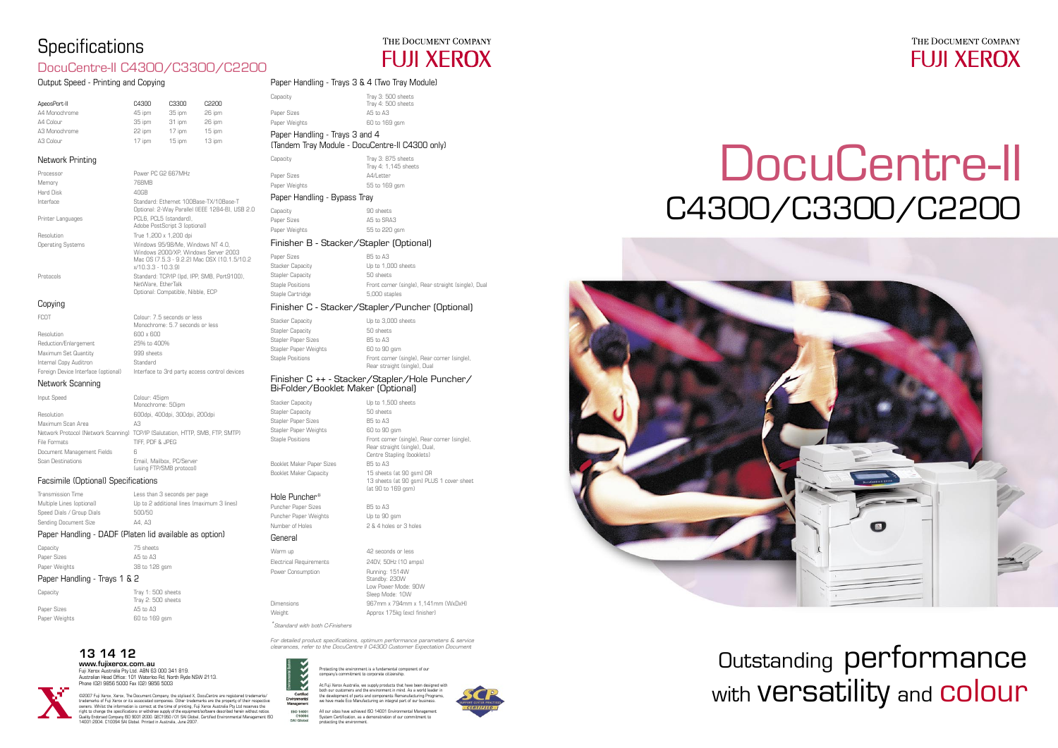# Specifications

## DocuCentre-II C4300/C3300/C2200

THE DOCUMENT COMPANY
FUJI XEROX

### Output Speed - Printing and Copying

| ApeosPort-II | C4300 | C3300 | C2200 |
|---|---|---|---|
| A4 Monochrome | 45 ipm | 35 ipm | 26 ipm |
| A4 Colour | 35 ipm | 31 ipm | 26 ipm |
| A3 Monochrome | 22 ipm | 17 ipm | 15 ipm |
| A3 Colour | 17 ipm | 15 ipm | 13 ipm |

### Network Printing

| | |
|---|---|
| Processor | Power PC G2 667MHz |
| Memory | 768MB |
| Hard Disk | 40GB |
| Interface | Standard: Ethernet 100Base-TX/10Base-T<br>Optional: 2-Way Parallel (IEEE 1284-B), USB 2.0 |
| Printer Languages | PCL6, PCL5 (standard),<br>Adobe PostScript 3 (optional) |
| Resolution | True 1,200 x 1,200 dpi |
| Operating Systems | Windows 95/98/Me, Windows NT 4.0,<br>Windows 2000/XP, Windows Server 2003<br>Mac OS (7.5.3 - 9.2.2) Mac OSX (10.1.5/10.2<br>x/10.3.3 - 10.3.9) |
| Protocols | Standard: TCP/IP (lpd, IPP, SMB, Port9100),<br>NetWare, EtherTalk<br>Optional: Compatible, Nibble, ECP |

### Copying

| | |
|---|---|
| FCOT | Colour: 7.5 seconds or less<br>Monochrome: 5.7 seconds or less |
| Resolution | 600 x 600 |
| Reduction/Enlargement | 25% to 400% |
| Maximum Set Quantity | 999 sheets |
| Internal Copy Auditron | Standard |
| Foreign Device Interface (optional) | Interface to 3rd party access control devices |

### Network Scanning

| | |
|---|---|
| Input Speed | Colour: 45ipm<br>Monochrome: 50ipm |
| Resolution | 600dpi, 400dpi, 300dpi, 200dpi |
| Maximum Scan Area | A3 |
| Network Protocol (Network Scanning) | TCP/IP (Salutation, HTTP, SMB, FTP, SMTP) |
| File Formats | TIFF, PDF & JPEG |
| Document Management Fields | 6 |
| Scan Destinations | Email, Mailbox, PC/Server<br>(using FTP/SMB protocol) |

### Facsimile (Optional) Specifications

| | |
|---|---|
| Transmission Time | Less than 3 seconds per page |
| Multiple Lines (optional) | Up to 2 additional lines (maximum 3 lines) |
| Speed Dials / Group Dials | 500/50 |
| Sending Document Size | A4, A3 |

### Paper Handling - DADF (Platen lid available as option)

| | |
|---|---|
| Capacity | 75 sheets |
| Paper Sizes | A5 to A3 |
| Paper Weights | 38 to 128 gsm |

### Paper Handling - Trays 1 & 2

| | |
|---|---|
| Capacity | Tray 1: 500 sheets<br>Tray 2: 500 sheets |
| Paper Sizes | A5 to A3 |
| Paper Weights | 60 to 169 gsm |

### Paper Handling - Trays 3 & 4 (Two Tray Module)

| | |
|---|---|
| Capacity | Tray 3: 500 sheets<br>Tray 4: 500 sheets |
| Paper Sizes | A5 to A3 |
| Paper Weights | 60 to 169 gsm |

### Paper Handling - Trays 3 and 4 (Tandem Tray Module - DocuCentre-II C4300 only)

| | |
|---|---|
| Capacity | Tray 3: 875 sheets<br>Tray 4: 1,145 sheets |
| Paper Sizes | A4/Letter |
| Paper Weights | 55 to 169 gsm |

### Paper Handling - Bypass Tray

| | |
|---|---|
| Capacity | 90 sheets |
| Paper Sizes | A5 to SRA3 |
| Paper Weights | 55 to 220 gsm |

### Finisher B - Stacker/Stapler (Optional)

| | |
|---|---|
| Paper Sizes | B5 to A3 |
| Stacker Capacity | Up to 1,000 sheets |
| Stapler Capacity | 50 sheets |
| Staple Positions | Front corner (single), Rear straight (single), Dual |
| Staple Cartridge | 5,000 staples |

### Finisher C - Stacker/Stapler/Puncher (Optional)

| | |
|---|---|
| Stacker Capacity | Up to 3,000 sheets |
| Stapler Capacity | 50 sheets |
| Stapler Paper Sizes | B5 to A3 |
| Stapler Paper Weights | 60 to 90 gsm |
| Staple Positions | Front corner (single), Rear corner (single),<br>Rear straight (single), Dual |

### Finisher C ++ - Stacker/Stapler/Hole Puncher/ Bi-Folder/Booklet Maker (Optional)

| | |
|---|---|
| Stacker Capacity | Up to 1,500 sheets |
| Stapler Capacity | 50 sheets |
| Stapler Paper Sizes | B5 to A3 |
| Stapler Paper Weights | 60 to 90 gsm |
| Staple Positions | Front corner (single), Rear corner (single),<br>Rear straight (single), Dual,<br>Centre Stapling (booklets) |
| Booklet Maker Paper Sizes | B5 to A3 |
| Booklet Maker Capacity | 15 sheets (at 90 gsm) OR<br>13 sheets (at 90 gsm) PLUS 1 cover sheet<br>(at 90 to 169 gsm) |

### Hole Puncher*

| | |
|---|---|
| Puncher Paper Sizes | B5 to A3 |
| Puncher Paper Weights | Up to 90 gsm |
| Number of Holes | 2 & 4 holes or 3 holes |

### General

| | |
|---|---|
| Warm up | 42 seconds or less |
| Electrical Requirements | 240V, 50Hz (10 amps) |
| Power Consumption | Running: 1514W<br>Standby: 230W<br>Low Power Mode: 90W<br>Sleep Mode: 10W |
| Dimensions | 967mm x 794mm x 1,141mm (WxDxH) |
| Weight | Approx 175kg (excl finisher) |

*Standard with both C-Finishers

*For detailed product specifications, optimum performance parameters & service clearances, refer to the DocuCentre II C4300 Customer Expectation Document*

**13 14 12**
**www.fujixerox.com.au**
Fuji Xerox Australia Pty Ltd. ABN 63 000 341 819.
Australian Head Office: 101 Waterloo Rd, North Ryde NSW 2113.
Phone (02) 9856 5000 Fax (02) 9856 5003

©2007 Fuji Xerox. Xerox, The Document Company, the stylised X, DocuCentre are registered trademarks/ trademarks of Fuji Xerox or its associated companies. Other trademarks are the property of their respective owners. Whilst the information is correct at the time of printing, Fuji Xerox Australia Pty Ltd reserves the right to change the specifications or withdraw supply of the equipment/software described herein without notice. Quality Endorsed Company ISO 9001:2000. QEC1950 / 01 SAI Global. Certified Environmental Management ISO 14001:2004. C10094 SAI Global. Printed in Australia, June 2007.

Certified Environmental Management ISO 14001 C10094 SAI Global

Protecting the environment is a fundamental component of our company's commitment to corporate citizenship.

At Fuji Xerox Australia, we supply products that have been designed with both our customers and the environment in mind. As a world leader in the development of parts and components Remanufacturing Programs, we have made Eco Manufacturing an integral part of our business.

All our sites have achieved ISO 14001 Environmental Management System Certification, as a demonstration of our commitment to protecting the environment.

THE DOCUMENT COMPANY
FUJI XEROX

# DocuCentre-II C4300/C3300/C2200

Outstanding performance with versatility and colour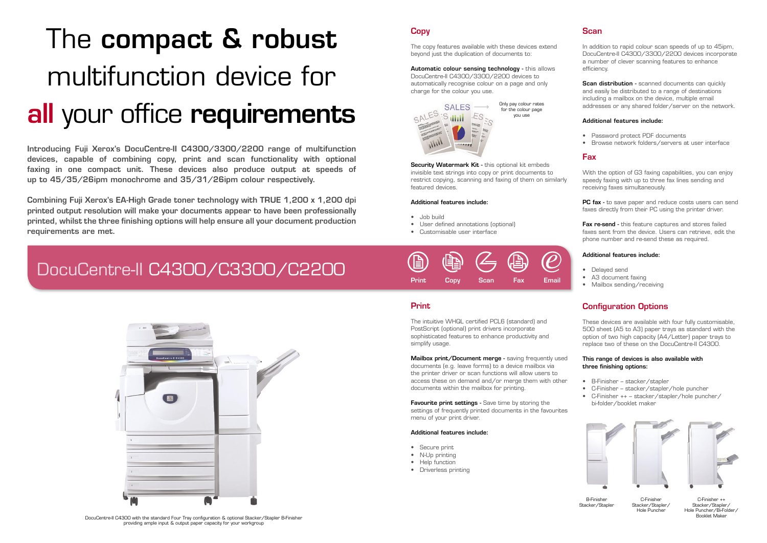# The **compact & robust** multifunction device for **all** your office **requirements**

**Introducing Fuji Xerox's DocuCentre-II C4300/3300/2200 range of multifunction devices, capable of combining copy, print and scan functionality with optional faxing in one compact unit. These devices also produce output at speeds of up to 45/35/26ipm monochrome and 35/31/26ipm colour respectively.**

**Combining Fuji Xerox's EA-High Grade toner technology with TRUE 1,200 x 1,200 dpi printed output resolution will make your documents appear to have been professionally printed, whilst the three finishing options will help ensure all your document production requirements are met.**

## DocuCentre-II C4300/C3300/C2200

Print Copy Scan Fax Email

DocuCentre-II C4300 with the standard Four Tray configuration & optional Stacker/Stapler B-Finisher providing ample input & output paper capacity for your workgroup

## Copy

The copy features available with these devices extend beyond just the duplication of documents to:

**Automatic colour sensing technology** - this allows DocuCentre-II C4300/3300/2200 devices to automatically recognise colour on a page and only charge for the colour you use.

Only pay colour rates for the colour page you use

**Security Watermark Kit** - this optional kit embeds invisible text strings into copy or print documents to restrict copying, scanning and faxing of them on similarly featured devices.

**Additional features include:**

- Job build
- User defined annotations (optional)
- Customisable user interface

## Print

The intuitive WHQL certified PCL6 (standard) and PostScript (optional) print drivers incorporate sophisticated features to enhance productivity and simplify usage.

**Mailbox print/Document merge** - saving frequently used documents (e.g. leave forms) to a device mailbox via the printer driver or scan functions will allow users to access these on demand and/or merge them with other documents within the mailbox for printing.

**Favourite print settings** - Save time by storing the settings of frequently printed documents in the favourites menu of your print driver.

**Additional features include:**

- Secure print
- N-Up printing
- Help function
- Driverless printing

## Scan

In addition to rapid colour scan speeds of up to 45ipm, DocuCentre-II C4300/3300/2200 devices incorporate a number of clever scanning features to enhance efficiency.

**Scan distribution** - scanned documents can quickly and easily be distributed to a range of destinations including a mailbox on the device, multiple email addresses or any shared folder/server on the network.

**Additional features include:**

- Password protect PDF documents
- Browse network folders/servers at user interface

## Fax

With the option of G3 faxing capabilities, you can enjoy speedy faxing with up to three fax lines sending and receiving faxes simultaneously.

**PC fax** - to save paper and reduce costs users can send faxes directly from their PC using the printer driver.

**Fax re-send** - this feature captures and stores failed faxes sent from the device. Users can retrieve, edit the phone number and re-send these as required.

**Additional features include:**

- Delayed send
- A3 document faxing
- Mailbox sending/receiving

## Configuration Options

These devices are available with four fully customisable, 500 sheet (A5 to A3) paper trays as standard with the option of two high capacity (A4/Letter) paper trays to replace two of these on the DocuCentre-II C4300.

**This range of devices is also available with three finishing options:**

- B-Finisher – stacker/stapler
- C-Finisher – stacker/stapler/hole puncher
- C-Finisher ++ – stacker/stapler/hole puncher/bi-folder/booklet maker

B-Finisher Stacker/Stapler

C-Finisher Stacker/Stapler/Hole Puncher

C-Finisher ++ Stacker/Stapler/Hole Puncher/Bi-Folder/Booklet Maker